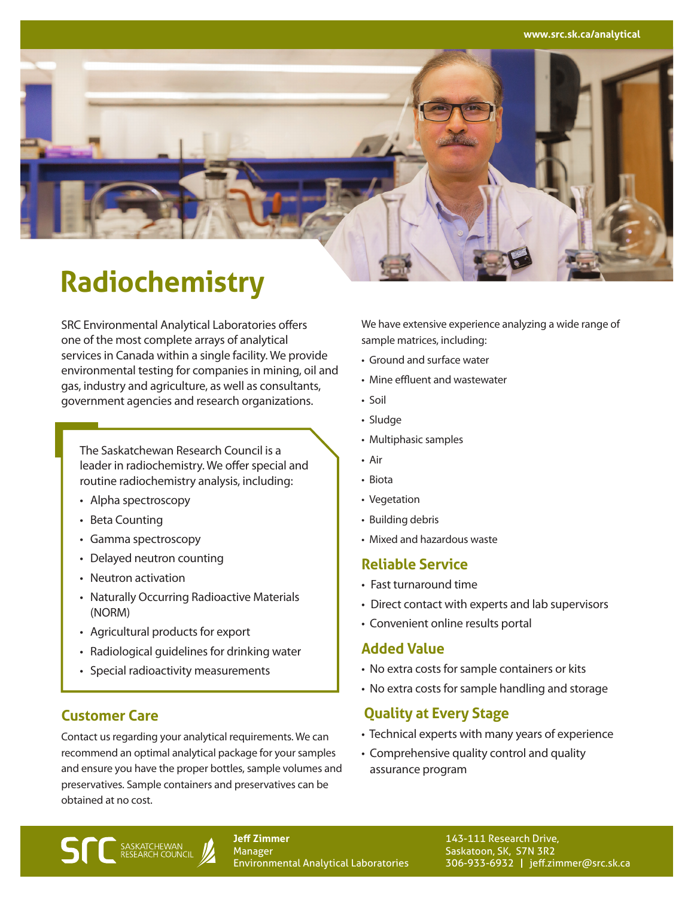www.src.sk.ca/analytical

# Radiochemistry

SRC Environmental Analytical Laboratories offers one of the most complete arrays of analytical services in Canada within a single facility. We provide environmental testing for companies in mining, oil and gas, industry and agriculture, as well as consultants, government agencies and research organizations.

The Saskatchewan Research Council is a leader in radiochemistry. We offer special and routine radiochemistry analysis, including:

- Alpha spectroscopy
- Beta Counting
- Gamma spectroscopy
- Delayed neutron counting
- Neutron activation
- Naturally Occurring Radioactive Materials (NORM)
- Agricultural products for export
- Radiological guidelines for drinking water
- Special radioactivity measurements

## Customer Care

Contact us regarding your analytical requirements. We can recommend an optimal analytical package for your samples and ensure you have the proper bottles, sample volumes and preservatives. Sample containers and preservatives can be obtained at no cost.

We have extensive experience analyzing a wide range of sample matrices, including:

- Ground and surface water
- Mine effluent and wastewater
- Soil
- Sludge
- Multiphasic samples
- Air
- Biota
- Vegetation
- Building debris
- Mixed and hazardous waste

## Reliable Service

- Fast turnaround time
- Direct contact with experts and lab supervisors
- Convenient online results portal

## Added Value

- No extra costs for sample containers or kits
- No extra costs for sample handling and storage

## Quality at Every Stage

- Technical experts with many years of experience
- Comprehensive quality control and quality assurance program

SRC SASKATCHEWAN RESEARCH COUNCIL

**Jeff Zimmer**
Manager
Environmental Analytical Laboratories

143-111 Research Drive,
Saskatoon, SK, S7N 3R2
306-933-6932 | jeff.zimmer@src.sk.ca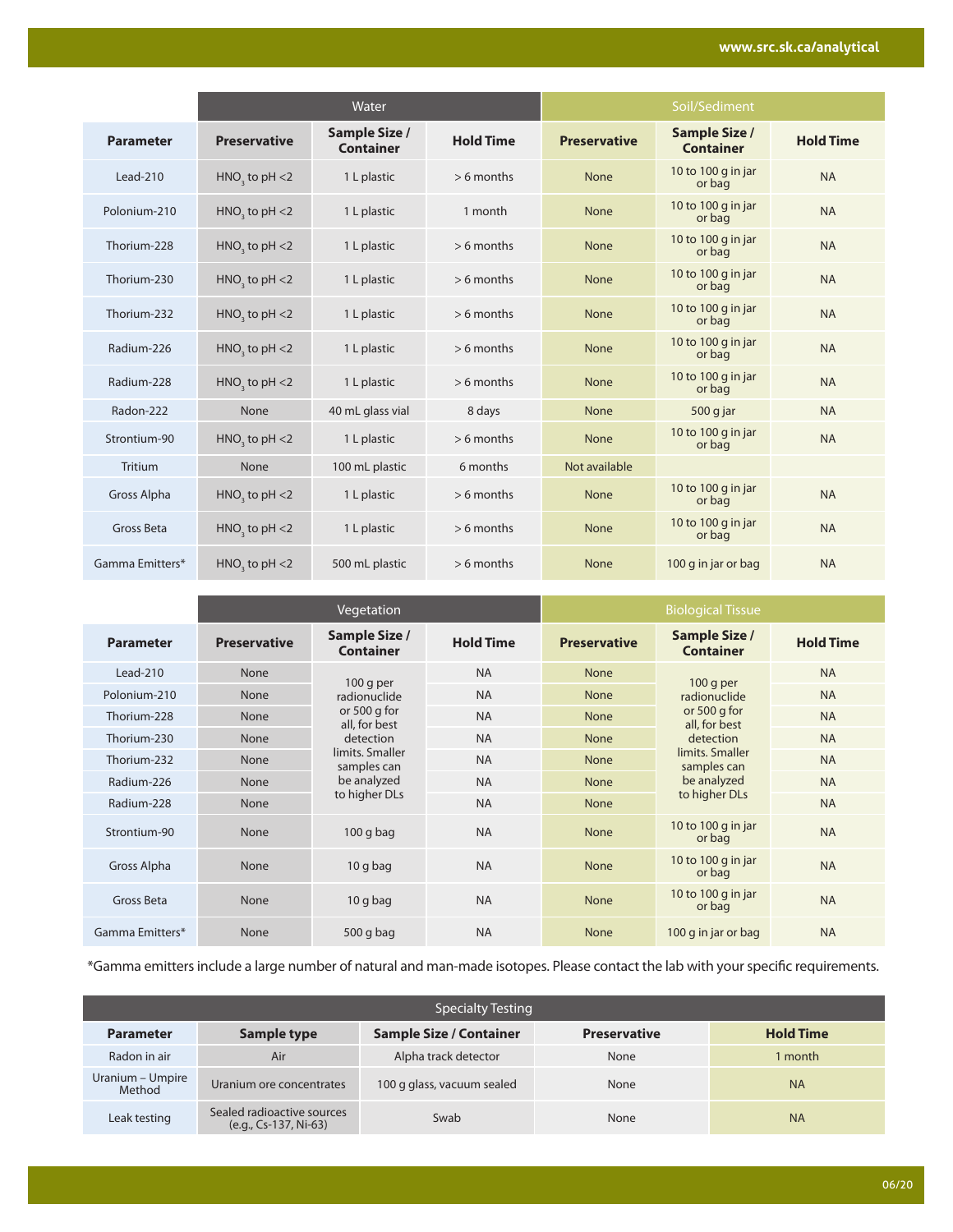| | Water | | | Soil/Sediment | | |
|---|---|---|---|---|---|---|
| **Parameter** | **Preservative** | **Sample Size / Container** | **Hold Time** | **Preservative** | **Sample Size / Container** | **Hold Time** |
| Lead-210 | $HNO_3$ to pH <2 | 1 L plastic | > 6 months | None | 10 to 100 g in jar or bag | NA |
| Polonium-210 | $HNO_3$ to pH <2 | 1 L plastic | 1 month | None | 10 to 100 g in jar or bag | NA |
| Thorium-228 | $HNO_3$ to pH <2 | 1 L plastic | > 6 months | None | 10 to 100 g in jar or bag | NA |
| Thorium-230 | $HNO_3$ to pH <2 | 1 L plastic | > 6 months | None | 10 to 100 g in jar or bag | NA |
| Thorium-232 | $HNO_3$ to pH <2 | 1 L plastic | > 6 months | None | 10 to 100 g in jar or bag | NA |
| Radium-226 | $HNO_3$ to pH <2 | 1 L plastic | > 6 months | None | 10 to 100 g in jar or bag | NA |
| Radium-228 | $HNO_3$ to pH <2 | 1 L plastic | > 6 months | None | 10 to 100 g in jar or bag | NA |
| Radon-222 | None | 40 mL glass vial | 8 days | None | 500 g jar | NA |
| Strontium-90 | $HNO_3$ to pH <2 | 1 L plastic | > 6 months | None | 10 to 100 g in jar or bag | NA |
| Tritium | None | 100 mL plastic | 6 months | Not available | | |
| Gross Alpha | $HNO_3$ to pH <2 | 1 L plastic | > 6 months | None | 10 to 100 g in jar or bag | NA |
| Gross Beta | $HNO_3$ to pH <2 | 1 L plastic | > 6 months | None | 10 to 100 g in jar or bag | NA |
| Gamma Emitters* | $HNO_3$ to pH <2 | 500 mL plastic | > 6 months | None | 100 g in jar or bag | NA |

| | Vegetation | | | Biological Tissue | | |
|---|---|---|---|---|---|---|
| **Parameter** | **Preservative** | **Sample Size / Container** | **Hold Time** | **Preservative** | **Sample Size / Container** | **Hold Time** |
| Lead-210 | None | 100 g per radionuclide or 500 g for all, for best detection limits. Smaller samples can be analyzed to higher DLs | NA | None | 100 g per radionuclide or 500 g for all, for best detection limits. Smaller samples can be analyzed to higher DLs | NA |
| Polonium-210 | None | | NA | None | | NA |
| Thorium-228 | None | | NA | None | | NA |
| Thorium-230 | None | | NA | None | | NA |
| Thorium-232 | None | | NA | None | | NA |
| Radium-226 | None | | NA | None | | NA |
| Radium-228 | None | | NA | None | | NA |
| Strontium-90 | None | 100 g bag | NA | None | 10 to 100 g in jar or bag | NA |
| Gross Alpha | None | 10 g bag | NA | None | 10 to 100 g in jar or bag | NA |
| Gross Beta | None | 10 g bag | NA | None | 10 to 100 g in jar or bag | NA |
| Gamma Emitters* | None | 500 g bag | NA | None | 100 g in jar or bag | NA |

*Gamma emitters include a large number of natural and man-made isotopes. Please contact the lab with your specific requirements.

| Specialty Testing | | | | |
|---|---|---|---|---|
| **Parameter** | **Sample type** | **Sample Size / Container** | **Preservative** | **Hold Time** |
| Radon in air | Air | Alpha track detector | None | 1 month |
| Uranium – Umpire Method | Uranium ore concentrates | 100 g glass, vacuum sealed | None | NA |
| Leak testing | Sealed radioactive sources (e.g., Cs-137, Ni-63) | Swab | None | NA |